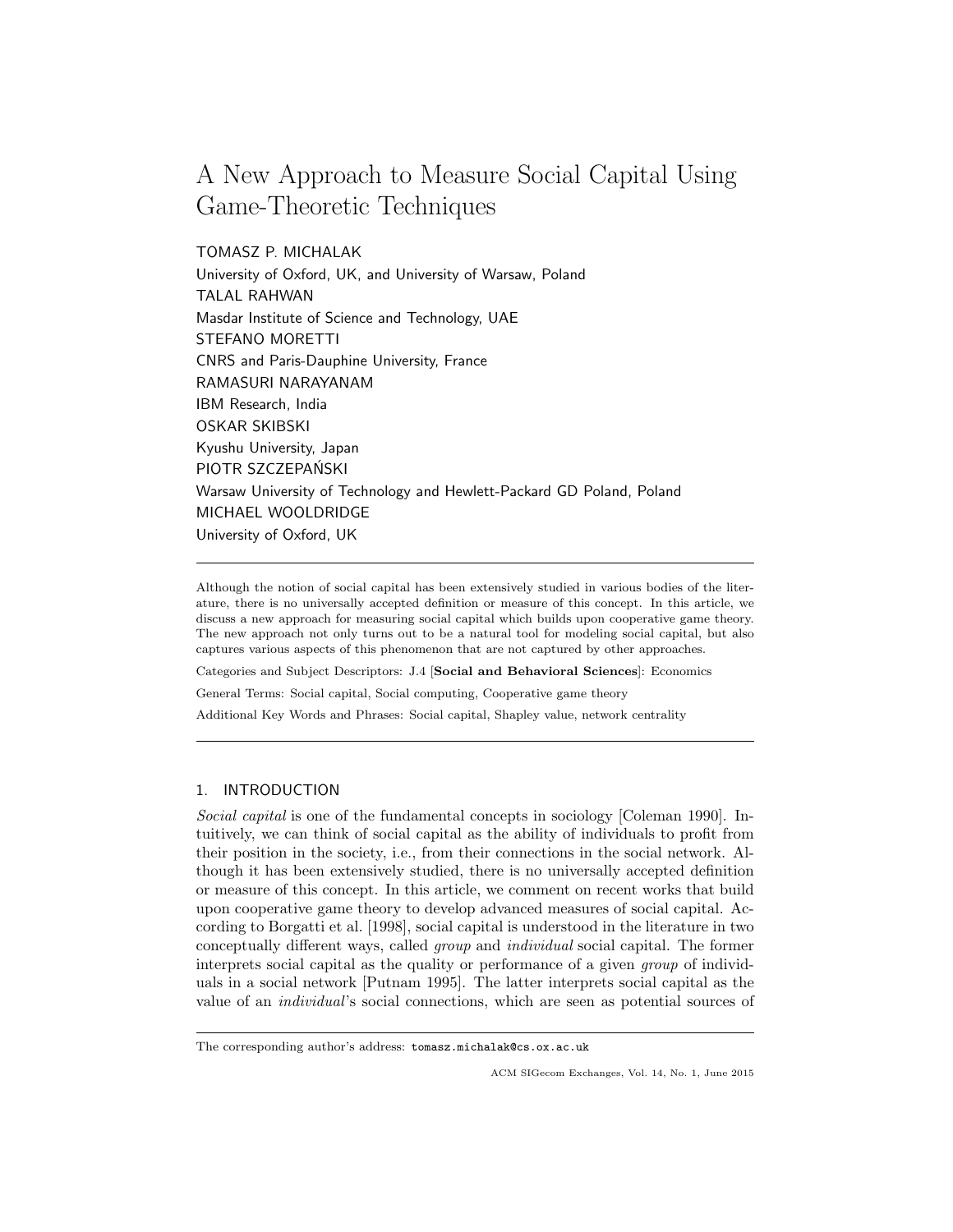# A New Approach to Measure Social Capital Using Game-Theoretic Techniques

TOMASZ P. MICHALAK
University of Oxford, UK, and University of Warsaw, Poland
TALAL RAHWAN
Masdar Institute of Science and Technology, UAE
STEFANO MORETTI
CNRS and Paris-Dauphine University, France
RAMASURI NARAYANAM
IBM Research, India
OSKAR SKIBSKI
Kyushu University, Japan
PIOTR SZCZEPAŃSKI
Warsaw University of Technology and Hewlett-Packard GD Poland, Poland
MICHAEL WOOLDRIDGE
University of Oxford, UK

---

Although the notion of social capital has been extensively studied in various bodies of the literature, there is no universally accepted definition or measure of this concept. In this article, we discuss a new approach for measuring social capital which builds upon cooperative game theory. The new approach not only turns out to be a natural tool for modeling social capital, but also captures various aspects of this phenomenon that are not captured by other approaches.

Categories and Subject Descriptors: J.4 [**Social and Behavioral Sciences**]: Economics

General Terms: Social capital, Social computing, Cooperative game theory

Additional Key Words and Phrases: Social capital, Shapley value, network centrality

---

## 1. INTRODUCTION

*Social capital* is one of the fundamental concepts in sociology [Coleman 1990]. Intuitively, we can think of social capital as the ability of individuals to profit from their position in the society, i.e., from their connections in the social network. Although it has been extensively studied, there is no universally accepted definition or measure of this concept. In this article, we comment on recent works that build upon cooperative game theory to develop advanced measures of social capital. According to Borgatti et al. [1998], social capital is understood in the literature in two conceptually different ways, called *group* and *individual* social capital. The former interprets social capital as the quality or performance of a given *group* of individuals in a social network [Putnam 1995]. The latter interprets social capital as the value of an *individual*'s social connections, which are seen as potential sources of

---

The corresponding author's address: tomasz.michalak@cs.ox.ac.uk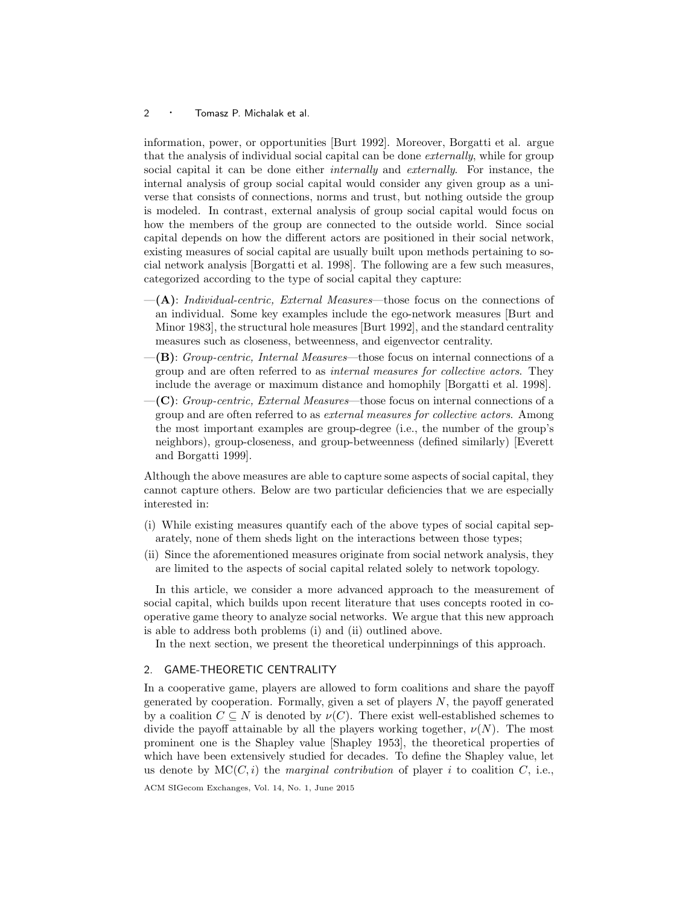information, power, or opportunities [Burt 1992]. Moreover, Borgatti et al. argue that the analysis of individual social capital can be done *externally*, while for group social capital it can be done either *internally* and *externally*. For instance, the internal analysis of group social capital would consider any given group as a universe that consists of connections, norms and trust, but nothing outside the group is modeled. In contrast, external analysis of group social capital would focus on how the members of the group are connected to the outside world. Since social capital depends on how the different actors are positioned in their social network, existing measures of social capital are usually built upon methods pertaining to social network analysis [Borgatti et al. 1998]. The following are a few such measures, categorized according to the type of social capital they capture:

—**(A)**: *Individual-centric, External Measures*—those focus on the connections of an individual. Some key examples include the ego-network measures [Burt and Minor 1983], the structural hole measures [Burt 1992], and the standard centrality measures such as closeness, betweenness, and eigenvector centrality.

—**(B)**: *Group-centric, Internal Measures*—those focus on internal connections of a group and are often referred to as *internal measures for collective actors*. They include the average or maximum distance and homophily [Borgatti et al. 1998].

—**(C)**: *Group-centric, External Measures*—those focus on internal connections of a group and are often referred to as *external measures for collective actors*. Among the most important examples are group-degree (i.e., the number of the group's neighbors), group-closeness, and group-betweenness (defined similarly) [Everett and Borgatti 1999].

Although the above measures are able to capture some aspects of social capital, they cannot capture others. Below are two particular deficiencies that we are especially interested in:

(i) While existing measures quantify each of the above types of social capital separately, none of them sheds light on the interactions between those types;

(ii) Since the aforementioned measures originate from social network analysis, they are limited to the aspects of social capital related solely to network topology.

In this article, we consider a more advanced approach to the measurement of social capital, which builds upon recent literature that uses concepts rooted in cooperative game theory to analyze social networks. We argue that this new approach is able to address both problems (i) and (ii) outlined above.

In the next section, we present the theoretical underpinnings of this approach.

## 2. GAME-THEORETIC CENTRALITY

In a cooperative game, players are allowed to form coalitions and share the payoff generated by cooperation. Formally, given a set of players $N$, the payoff generated by a coalition $C \subseteq N$ is denoted by $\nu(C)$. There exist well-established schemes to divide the payoff attainable by all the players working together, $\nu(N)$. The most prominent one is the Shapley value [Shapley 1953], the theoretical properties of which have been extensively studied for decades. To define the Shapley value, let us denote by $\mathrm{MC}(C, i)$ the *marginal contribution* of player $i$ to coalition $C$, i.e.,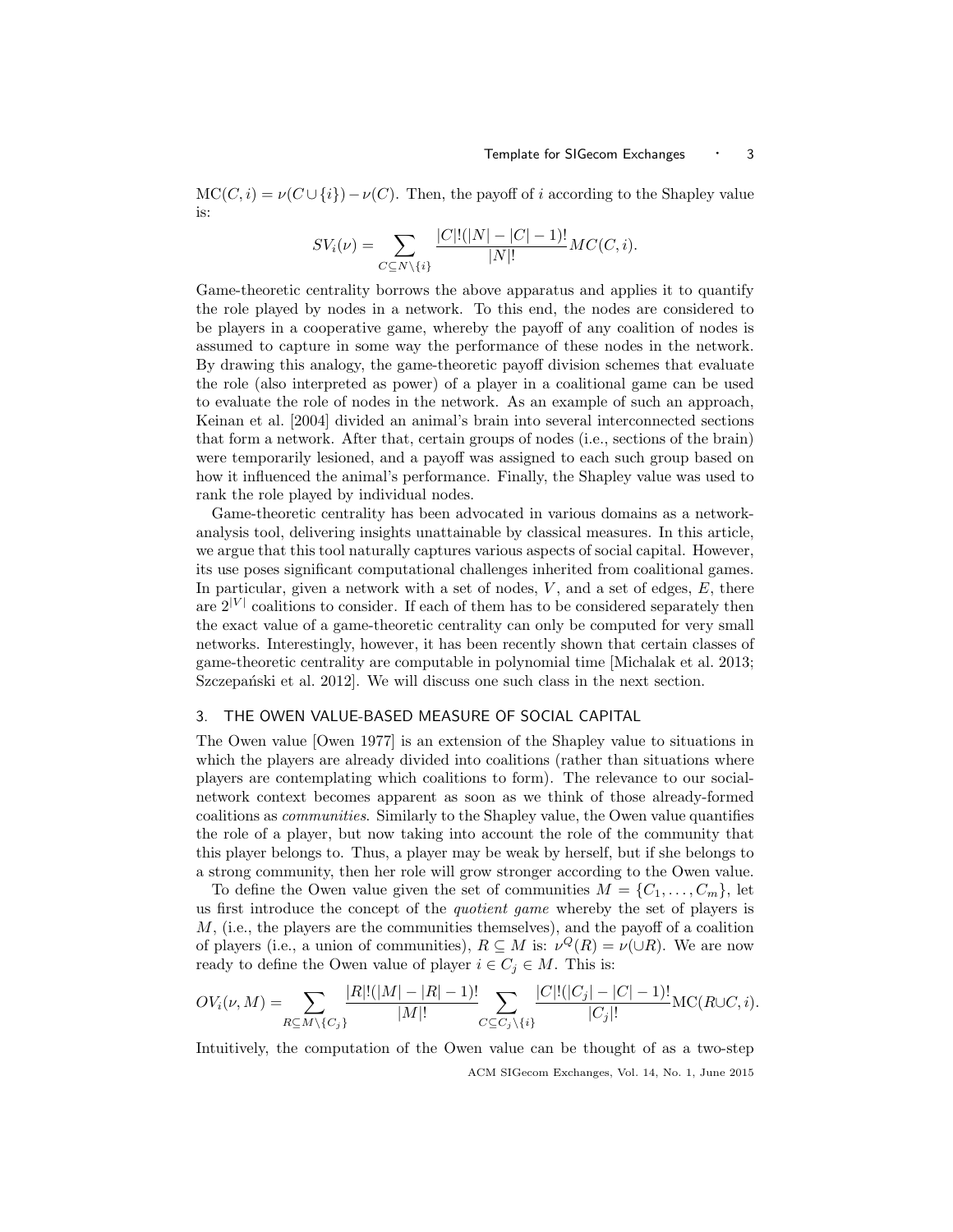$\text{MC}(C, i) = \nu(C \cup \{i\}) - \nu(C)$. Then, the payoff of $i$ according to the Shapley value is:

$$SV_i(\nu) = \sum_{C \subseteq N \setminus \{i\}} \frac{|C|!(|N| - |C| - 1)!}{|N|!} MC(C, i).$$

Game-theoretic centrality borrows the above apparatus and applies it to quantify the role played by nodes in a network. To this end, the nodes are considered to be players in a cooperative game, whereby the payoff of any coalition of nodes is assumed to capture in some way the performance of these nodes in the network. By drawing this analogy, the game-theoretic payoff division schemes that evaluate the role (also interpreted as power) of a player in a coalitional game can be used to evaluate the role of nodes in the network. As an example of such an approach, Keinan et al. [2004] divided an animal's brain into several interconnected sections that form a network. After that, certain groups of nodes (i.e., sections of the brain) were temporarily lesioned, and a payoff was assigned to each such group based on how it influenced the animal's performance. Finally, the Shapley value was used to rank the role played by individual nodes.

Game-theoretic centrality has been advocated in various domains as a network-analysis tool, delivering insights unattainable by classical measures. In this article, we argue that this tool naturally captures various aspects of social capital. However, its use poses significant computational challenges inherited from coalitional games. In particular, given a network with a set of nodes, $V$, and a set of edges, $E$, there are $2^{|V|}$ coalitions to consider. If each of them has to be considered separately then the exact value of a game-theoretic centrality can only be computed for very small networks. Interestingly, however, it has been recently shown that certain classes of game-theoretic centrality are computable in polynomial time [Michalak et al. 2013; Szczepański et al. 2012]. We will discuss one such class in the next section.

## 3. THE OWEN VALUE-BASED MEASURE OF SOCIAL CAPITAL

The Owen value [Owen 1977] is an extension of the Shapley value to situations in which the players are already divided into coalitions (rather than situations where players are contemplating which coalitions to form). The relevance to our social-network context becomes apparent as soon as we think of those already-formed coalitions as *communities*. Similarly to the Shapley value, the Owen value quantifies the role of a player, but now taking into account the role of the community that this player belongs to. Thus, a player may be weak by herself, but if she belongs to a strong community, then her role will grow stronger according to the Owen value.

To define the Owen value given the set of communities $M = \{C_1, \ldots, C_m\}$, let us first introduce the concept of the *quotient game* whereby the set of players is $M$, (i.e., the players are the communities themselves), and the payoff of a coalition of players (i.e., a union of communities), $R \subseteq M$ is: $\nu^Q(R) = \nu(\cup R)$. We are now ready to define the Owen value of player $i \in C_j \in M$. This is:

$$OV_i(\nu, M) = \sum_{R \subseteq M \setminus \{C_j\}} \frac{|R|!(|M| - |R| - 1)!}{|M|!} \sum_{C \subseteq C_j \setminus \{i\}} \frac{|C|!(|C_j| - |C| - 1)!}{|C_j|!} \text{MC}(R \cup C, i).$$

Intuitively, the computation of the Owen value can be thought of as a two-step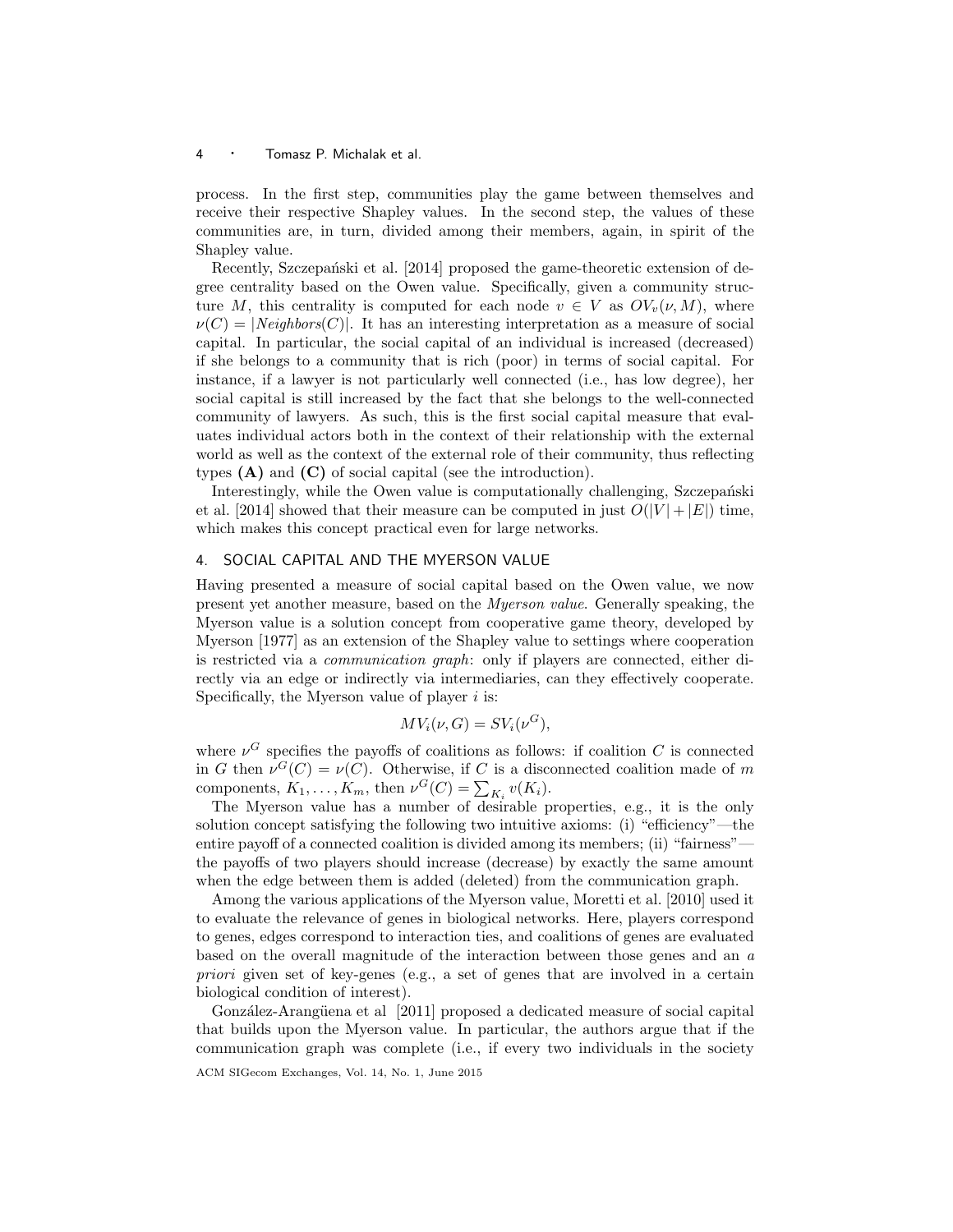process. In the first step, communities play the game between themselves and receive their respective Shapley values. In the second step, the values of these communities are, in turn, divided among their members, again, in spirit of the Shapley value.

Recently, Szczepański et al. [2014] proposed the game-theoretic extension of degree centrality based on the Owen value. Specifically, given a community structure $M$, this centrality is computed for each node $v \in V$ as $OV_v(\nu, M)$, where $\nu(C) = |Neighbors(C)|$. It has an interesting interpretation as a measure of social capital. In particular, the social capital of an individual is increased (decreased) if she belongs to a community that is rich (poor) in terms of social capital. For instance, if a lawyer is not particularly well connected (i.e., has low degree), her social capital is still increased by the fact that she belongs to the well-connected community of lawyers. As such, this is the first social capital measure that evaluates individual actors both in the context of their relationship with the external world as well as the context of the external role of their community, thus reflecting types **(A)** and **(C)** of social capital (see the introduction).

Interestingly, while the Owen value is computationally challenging, Szczepański et al. [2014] showed that their measure can be computed in just $O(|V| + |E|)$ time, which makes this concept practical even for large networks.

## 4. SOCIAL CAPITAL AND THE MYERSON VALUE

Having presented a measure of social capital based on the Owen value, we now present yet another measure, based on the *Myerson value*. Generally speaking, the Myerson value is a solution concept from cooperative game theory, developed by Myerson [1977] as an extension of the Shapley value to settings where cooperation is restricted via a *communication graph*: only if players are connected, either directly via an edge or indirectly via intermediaries, can they effectively cooperate. Specifically, the Myerson value of player $i$ is:

$$MV_i(\nu, G) = SV_i(\nu^G),$$

where $\nu^G$ specifies the payoffs of coalitions as follows: if coalition $C$ is connected in $G$ then $\nu^G(C) = \nu(C)$. Otherwise, if $C$ is a disconnected coalition made of $m$ components, $K_1, \ldots, K_m$, then $\nu^G(C) = \sum_{K_i} v(K_i)$.

The Myerson value has a number of desirable properties, e.g., it is the only solution concept satisfying the following two intuitive axioms: (i) "efficiency"—the entire payoff of a connected coalition is divided among its members; (ii) "fairness"—the payoffs of two players should increase (decrease) by exactly the same amount when the edge between them is added (deleted) from the communication graph.

Among the various applications of the Myerson value, Moretti et al. [2010] used it to evaluate the relevance of genes in biological networks. Here, players correspond to genes, edges correspond to interaction ties, and coalitions of genes are evaluated based on the overall magnitude of the interaction between those genes and an *a priori* given set of key-genes (e.g., a set of genes that are involved in a certain biological condition of interest).

González-Arangüena et al [2011] proposed a dedicated measure of social capital that builds upon the Myerson value. In particular, the authors argue that if the communication graph was complete (i.e., if every two individuals in the society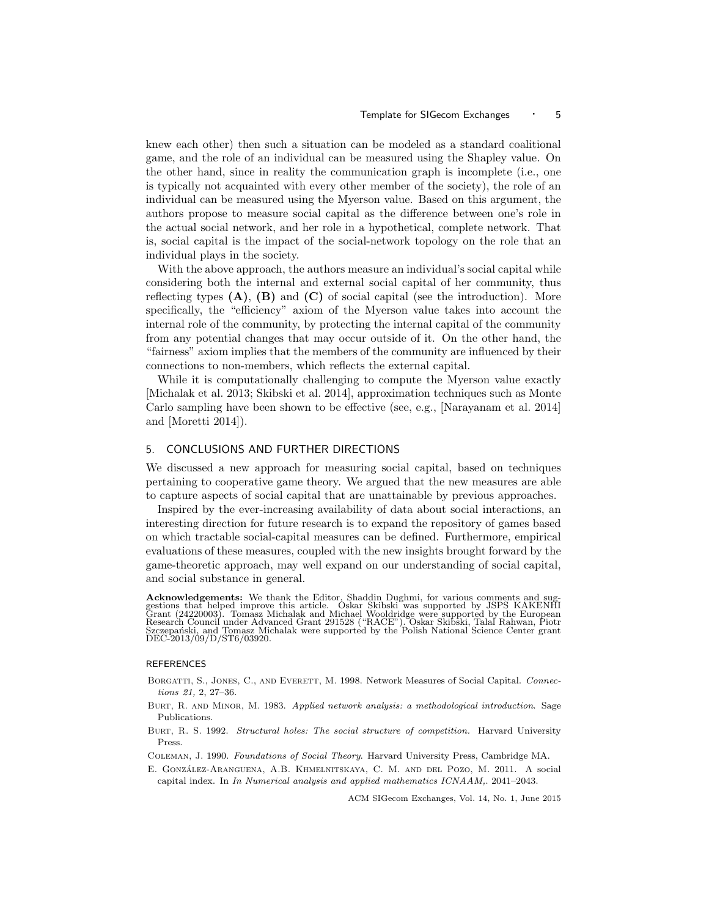knew each other) then such a situation can be modeled as a standard coalitional game, and the role of an individual can be measured using the Shapley value. On the other hand, since in reality the communication graph is incomplete (i.e., one is typically not acquainted with every other member of the society), the role of an individual can be measured using the Myerson value. Based on this argument, the authors propose to measure social capital as the difference between one's role in the actual social network, and her role in a hypothetical, complete network. That is, social capital is the impact of the social-network topology on the role that an individual plays in the society.

With the above approach, the authors measure an individual's social capital while considering both the internal and external social capital of her community, thus reflecting types **(A)**, **(B)** and **(C)** of social capital (see the introduction). More specifically, the "efficiency" axiom of the Myerson value takes into account the internal role of the community, by protecting the internal capital of the community from any potential changes that may occur outside of it. On the other hand, the "fairness" axiom implies that the members of the community are influenced by their connections to non-members, which reflects the external capital.

While it is computationally challenging to compute the Myerson value exactly [Michalak et al. 2013; Skibski et al. 2014], approximation techniques such as Monte Carlo sampling have been shown to be effective (see, e.g., [Narayanam et al. 2014] and [Moretti 2014]).

## 5. CONCLUSIONS AND FURTHER DIRECTIONS

We discussed a new approach for measuring social capital, based on techniques pertaining to cooperative game theory. We argued that the new measures are able to capture aspects of social capital that are unattainable by previous approaches.

Inspired by the ever-increasing availability of data about social interactions, an interesting direction for future research is to expand the repository of games based on which tractable social-capital measures can be defined. Furthermore, empirical evaluations of these measures, coupled with the new insights brought forward by the game-theoretic approach, may well expand on our understanding of social capital, and social substance in general.

**Acknowledgements:** We thank the Editor, Shaddin Dughmi, for various comments and suggestions that helped improve this article. Oskar Skibski was supported by JSPS KAKENHI Grant (24220003). Tomasz Michalak and Michael Wooldridge were supported by the European Research Council under Advanced Grant 291528 ("RACE"). Oskar Skibski, Talal Rahwan, Piotr Szczepański, and Tomasz Michalak were supported by the Polish National Science Center grant DEC-2013/09/D/ST6/03920.

### REFERENCES

Borgatti, S., Jones, C., and Everett, M. 1998. Network Measures of Social Capital. *Connections 21,* 2, 27–36.

Burt, R. and Minor, M. 1983. *Applied network analysis: a methodological introduction*. Sage Publications.

Burt, R. S. 1992. *Structural holes: The social structure of competition.* Harvard University Press.

Coleman, J. 1990. *Foundations of Social Theory*. Harvard University Press, Cambridge MA.

E. González-Aranguena, A.B. Khmelnitskaya, C. M. and del Pozo, M. 2011. A social capital index. In *In Numerical analysis and applied mathematics ICNAAM,*. 2041–2043.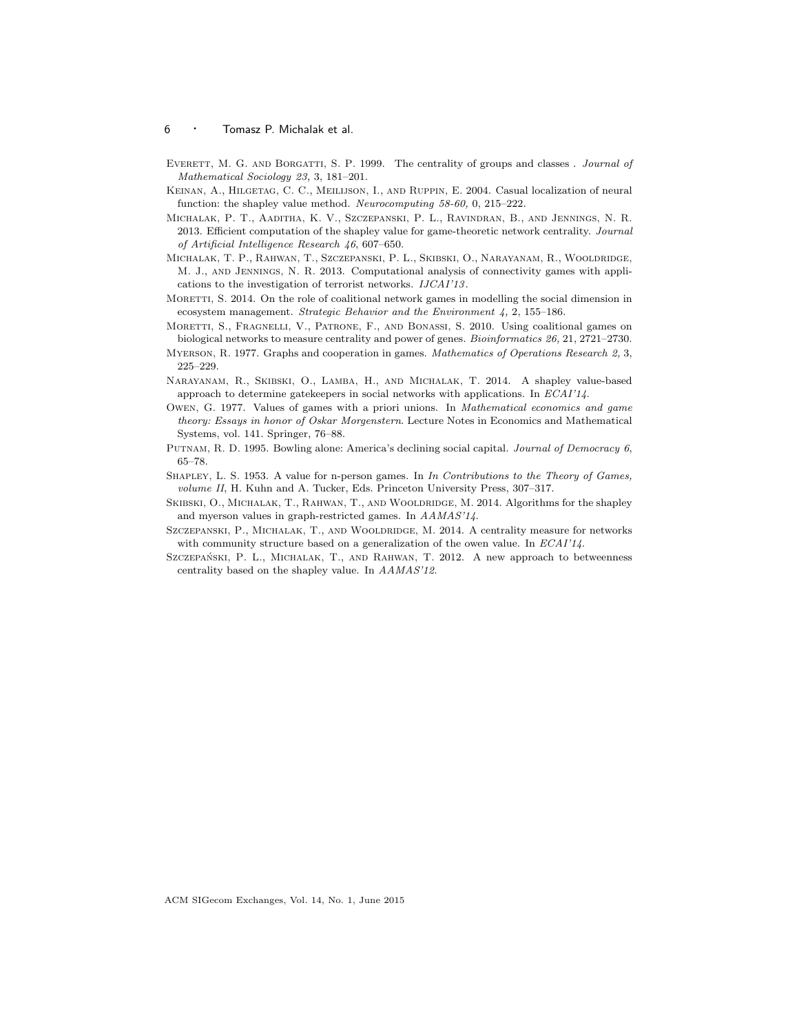Everett, M. G. and Borgatti, S. P. 1999. The centrality of groups and classes . *Journal of Mathematical Sociology 23,* 3, 181–201.

Keinan, A., Hilgetag, C. C., Meilijson, I., and Ruppin, E. 2004. Casual localization of neural function: the shapley value method. *Neurocomputing 58-60,* 0, 215–222.

Michalak, P. T., Aaditha, K. V., Szczepanski, P. L., Ravindran, B., and Jennings, N. R. 2013. Efficient computation of the shapley value for game-theoretic network centrality. *Journal of Artificial Intelligence Research 46*, 607–650.

Michalak, T. P., Rahwan, T., Szczepanski, P. L., Skibski, O., Narayanam, R., Wooldridge, M. J., and Jennings, N. R. 2013. Computational analysis of connectivity games with applications to the investigation of terrorist networks. *IJCAI'13*.

Moretti, S. 2014. On the role of coalitional network games in modelling the social dimension in ecosystem management. *Strategic Behavior and the Environment 4,* 2, 155–186.

Moretti, S., Fragnelli, V., Patrone, F., and Bonassi, S. 2010. Using coalitional games on biological networks to measure centrality and power of genes. *Bioinformatics 26,* 21, 2721–2730.

Myerson, R. 1977. Graphs and cooperation in games. *Mathematics of Operations Research 2,* 3, 225–229.

Narayanam, R., Skibski, O., Lamba, H., and Michalak, T. 2014. A shapley value-based approach to determine gatekeepers in social networks with applications. In *ECAI'14*.

Owen, G. 1977. Values of games with a priori unions. In *Mathematical economics and game theory: Essays in honor of Oskar Morgenstern*. Lecture Notes in Economics and Mathematical Systems, vol. 141. Springer, 76–88.

Putnam, R. D. 1995. Bowling alone: America's declining social capital. *Journal of Democracy 6*, 65–78.

Shapley, L. S. 1953. A value for n-person games. In *In Contributions to the Theory of Games, volume II*, H. Kuhn and A. Tucker, Eds. Princeton University Press, 307–317.

Skibski, O., Michalak, T., Rahwan, T., and Wooldridge, M. 2014. Algorithms for the shapley and myerson values in graph-restricted games. In *AAMAS'14*.

Szczepanski, P., Michalak, T., and Wooldridge, M. 2014. A centrality measure for networks with community structure based on a generalization of the owen value. In *ECAI'14*.

Szczepański, P. L., Michalak, T., and Rahwan, T. 2012. A new approach to betweenness centrality based on the shapley value. In *AAMAS'12*.